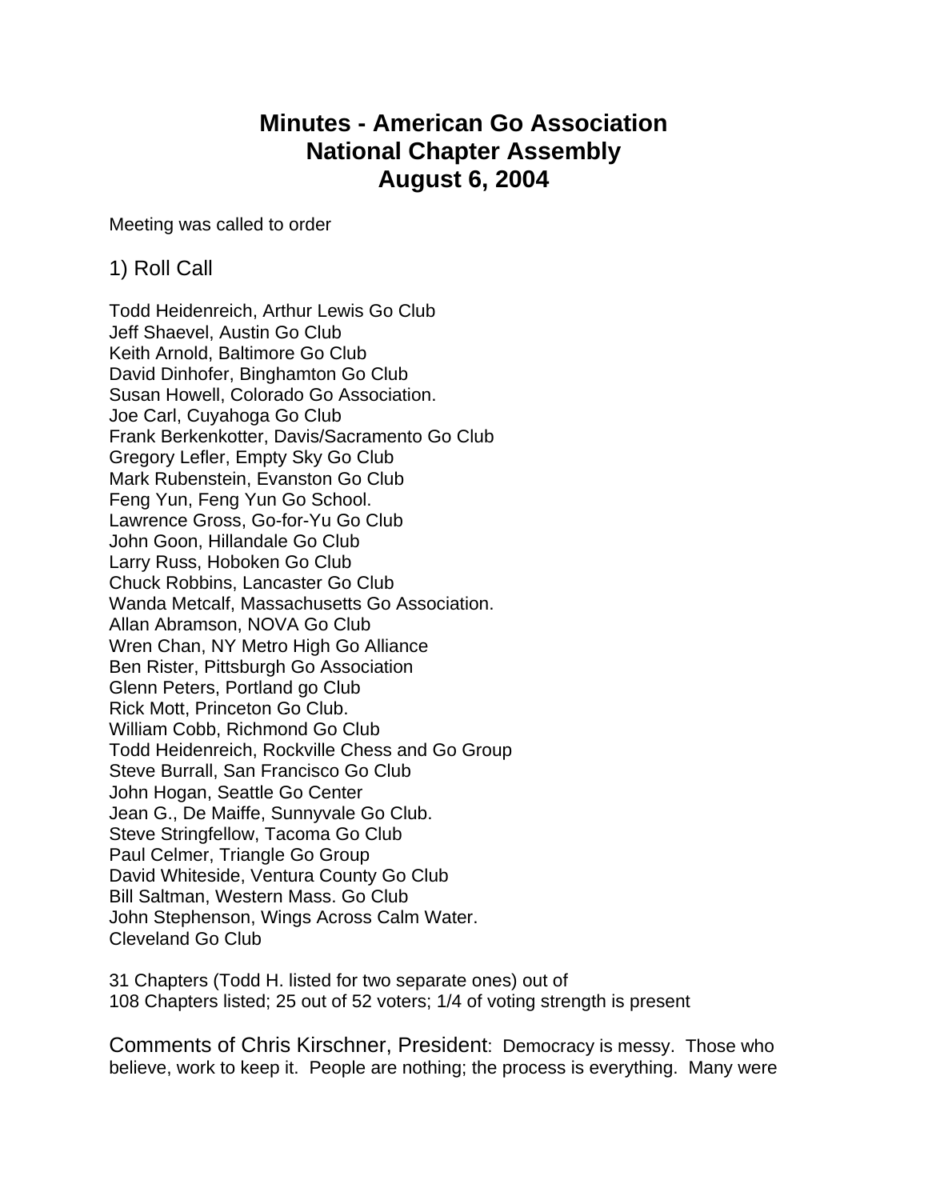# Minutes - American Go Association National Chapter Assembly August 6, 2004

Meeting was called to order

## 1) Roll Call

Todd Heidenreich, Arthur Lewis Go Club
Jeff Shaevel, Austin Go Club
Keith Arnold, Baltimore Go Club
David Dinhofer, Binghamton Go Club
Susan Howell, Colorado Go Association.
Joe Carl, Cuyahoga Go Club
Frank Berkenkotter, Davis/Sacramento Go Club
Gregory Lefler, Empty Sky Go Club
Mark Rubenstein, Evanston Go Club
Feng Yun, Feng Yun Go School.
Lawrence Gross, Go-for-Yu Go Club
John Goon, Hillandale Go Club
Larry Russ, Hoboken Go Club
Chuck Robbins, Lancaster Go Club
Wanda Metcalf, Massachusetts Go Association.
Allan Abramson, NOVA Go Club
Wren Chan, NY Metro High Go Alliance
Ben Rister, Pittsburgh Go Association
Glenn Peters, Portland go Club
Rick Mott, Princeton Go Club.
William Cobb, Richmond Go Club
Todd Heidenreich, Rockville Chess and Go Group
Steve Burrall, San Francisco Go Club
John Hogan, Seattle Go Center
Jean G., De Maiffe, Sunnyvale Go Club.
Steve Stringfellow, Tacoma Go Club
Paul Celmer, Triangle Go Group
David Whiteside, Ventura County Go Club
Bill Saltman, Western Mass. Go Club
John Stephenson, Wings Across Calm Water.
Cleveland Go Club

31 Chapters (Todd H. listed for two separate ones) out of
108 Chapters listed; 25 out of 52 voters; 1/4 of voting strength is present

Comments of Chris Kirschner, President: Democracy is messy. Those who believe, work to keep it. People are nothing; the process is everything. Many were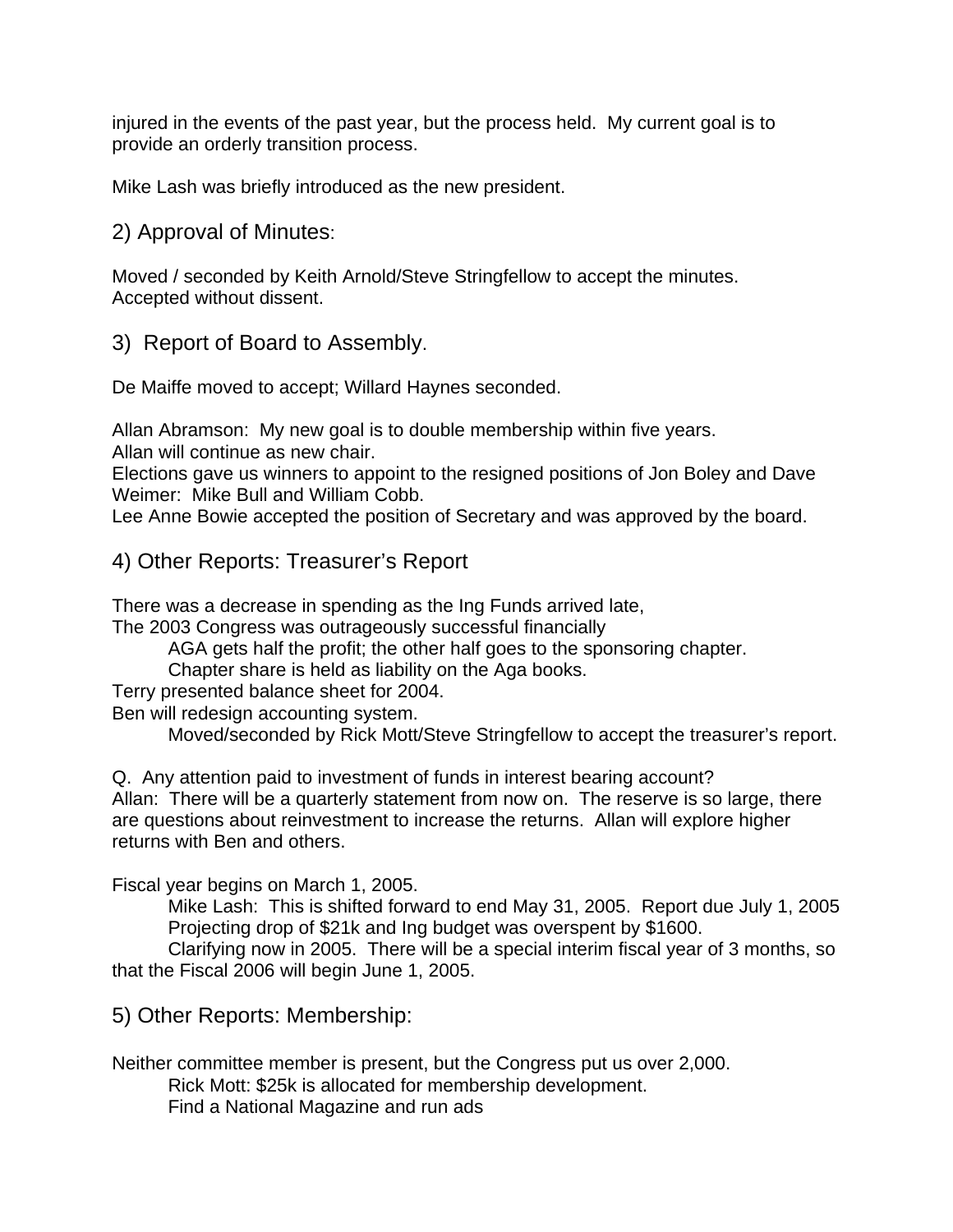injured in the events of the past year, but the process held. My current goal is to provide an orderly transition process.

Mike Lash was briefly introduced as the new president.

## 2) Approval of Minutes:

Moved / seconded by Keith Arnold/Steve Stringfellow to accept the minutes. Accepted without dissent.

## 3) Report of Board to Assembly.

De Maiffe moved to accept; Willard Haynes seconded.

Allan Abramson: My new goal is to double membership within five years.
Allan will continue as new chair.
Elections gave us winners to appoint to the resigned positions of Jon Boley and Dave Weimer: Mike Bull and William Cobb.
Lee Anne Bowie accepted the position of Secretary and was approved by the board.

## 4) Other Reports: Treasurer's Report

There was a decrease in spending as the Ing Funds arrived late,
The 2003 Congress was outrageously successful financially

> AGA gets half the profit; the other half goes to the sponsoring chapter.
> Chapter share is held as liability on the Aga books.

Terry presented balance sheet for 2004.
Ben will redesign accounting system.

> Moved/seconded by Rick Mott/Steve Stringfellow to accept the treasurer's report.

Q. Any attention paid to investment of funds in interest bearing account?
Allan: There will be a quarterly statement from now on. The reserve is so large, there are questions about reinvestment to increase the returns. Allan will explore higher returns with Ben and others.

Fiscal year begins on March 1, 2005.

> Mike Lash: This is shifted forward to end May 31, 2005. Report due July 1, 2005
> Projecting drop of \$21k and Ing budget was overspent by \$1600.
> Clarifying now in 2005. There will be a special interim fiscal year of 3 months, so that the Fiscal 2006 will begin June 1, 2005.

## 5) Other Reports: Membership:

Neither committee member is present, but the Congress put us over 2,000.

> Rick Mott: \$25k is allocated for membership development.
> Find a National Magazine and run ads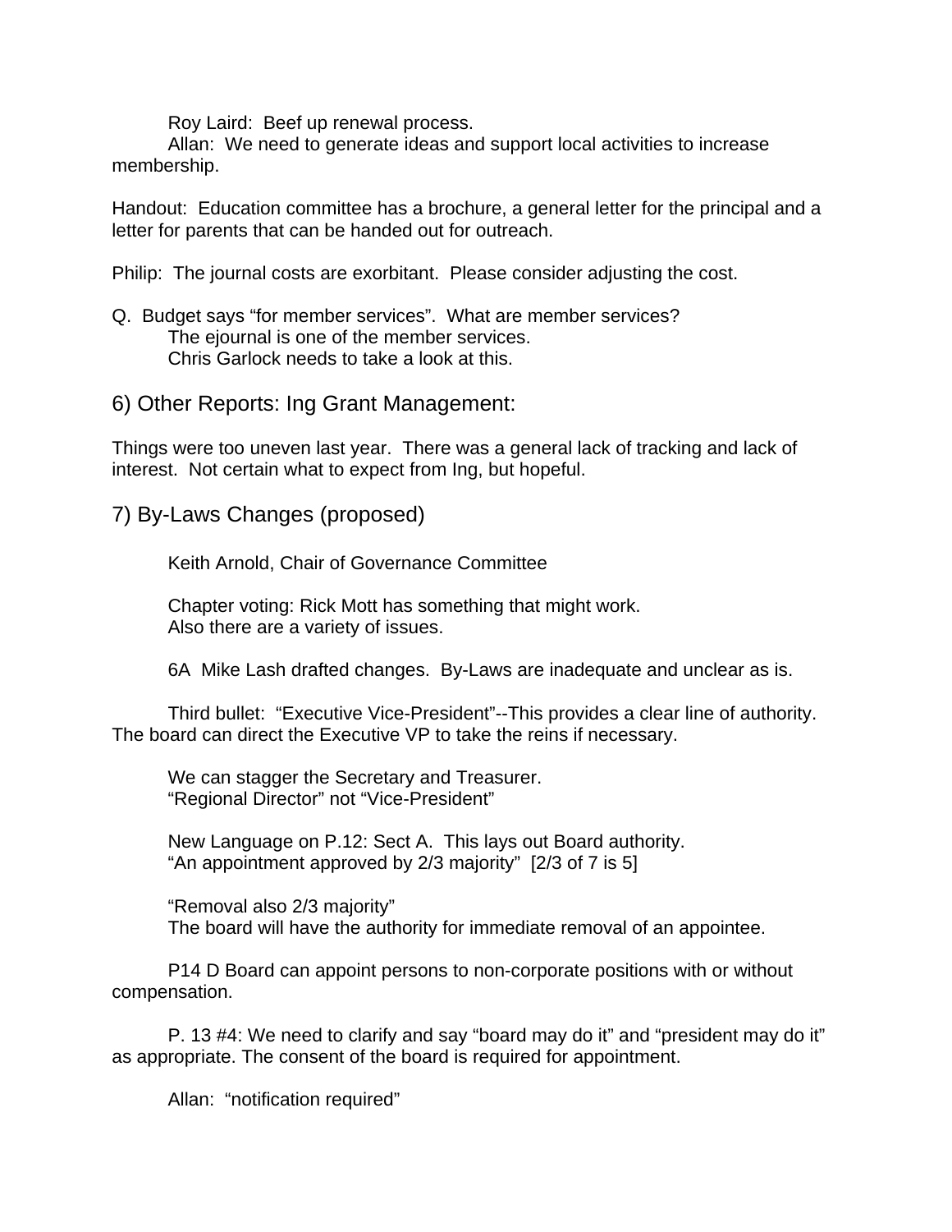Roy Laird: Beef up renewal process.

Allan: We need to generate ideas and support local activities to increase membership.

Handout: Education committee has a brochure, a general letter for the principal and a letter for parents that can be handed out for outreach.

Philip: The journal costs are exorbitant. Please consider adjusting the cost.

Q. Budget says “for member services”. What are member services?

The ejournal is one of the member services.

Chris Garlock needs to take a look at this.

## 6) Other Reports: Ing Grant Management:

Things were too uneven last year. There was a general lack of tracking and lack of interest. Not certain what to expect from Ing, but hopeful.

## 7) By-Laws Changes (proposed)

Keith Arnold, Chair of Governance Committee

Chapter voting: Rick Mott has something that might work.

Also there are a variety of issues.

6A Mike Lash drafted changes. By-Laws are inadequate and unclear as is.

Third bullet: “Executive Vice-President”--This provides a clear line of authority. The board can direct the Executive VP to take the reins if necessary.

We can stagger the Secretary and Treasurer.

“Regional Director” not “Vice-President”

New Language on P.12: Sect A. This lays out Board authority.

“An appointment approved by 2/3 majority” [2/3 of 7 is 5]

“Removal also 2/3 majority”

The board will have the authority for immediate removal of an appointee.

P14 D Board can appoint persons to non-corporate positions with or without compensation.

P. 13 #4: We need to clarify and say “board may do it” and “president may do it” as appropriate. The consent of the board is required for appointment.

Allan: “notification required”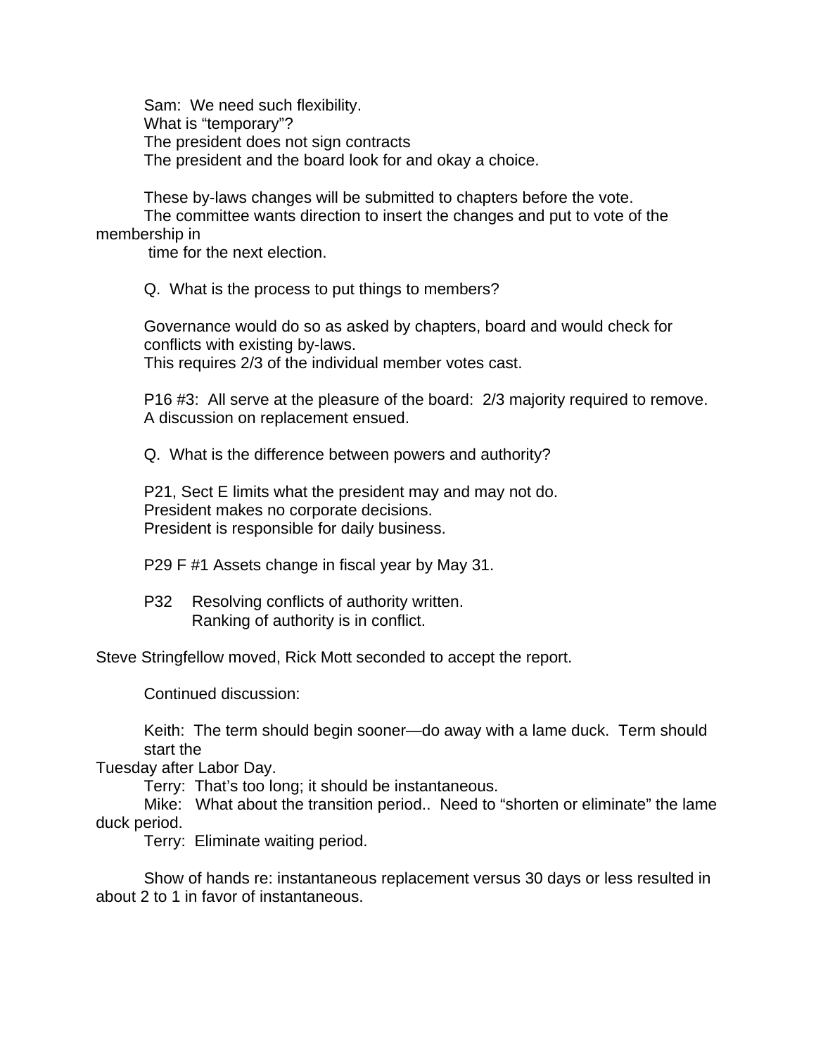Sam: We need such flexibility.
What is "temporary"?
The president does not sign contracts
The president and the board look for and okay a choice.

These by-laws changes will be submitted to chapters before the vote.
The committee wants direction to insert the changes and put to vote of the membership in
time for the next election.

Q. What is the process to put things to members?

Governance would do so as asked by chapters, board and would check for conflicts with existing by-laws.
This requires 2/3 of the individual member votes cast.

P16 #3: All serve at the pleasure of the board: 2/3 majority required to remove.
A discussion on replacement ensued.

Q. What is the difference between powers and authority?

P21, Sect E limits what the president may and may not do.
President makes no corporate decisions.
President is responsible for daily business.

P29 F #1 Assets change in fiscal year by May 31.

P32 Resolving conflicts of authority written.
Ranking of authority is in conflict.

Steve Stringfellow moved, Rick Mott seconded to accept the report.

Continued discussion:

Keith: The term should begin sooner—do away with a lame duck. Term should start the
Tuesday after Labor Day.
Terry: That's too long; it should be instantaneous.
Mike: What about the transition period.. Need to "shorten or eliminate" the lame duck period.
Terry: Eliminate waiting period.

Show of hands re: instantaneous replacement versus 30 days or less resulted in about 2 to 1 in favor of instantaneous.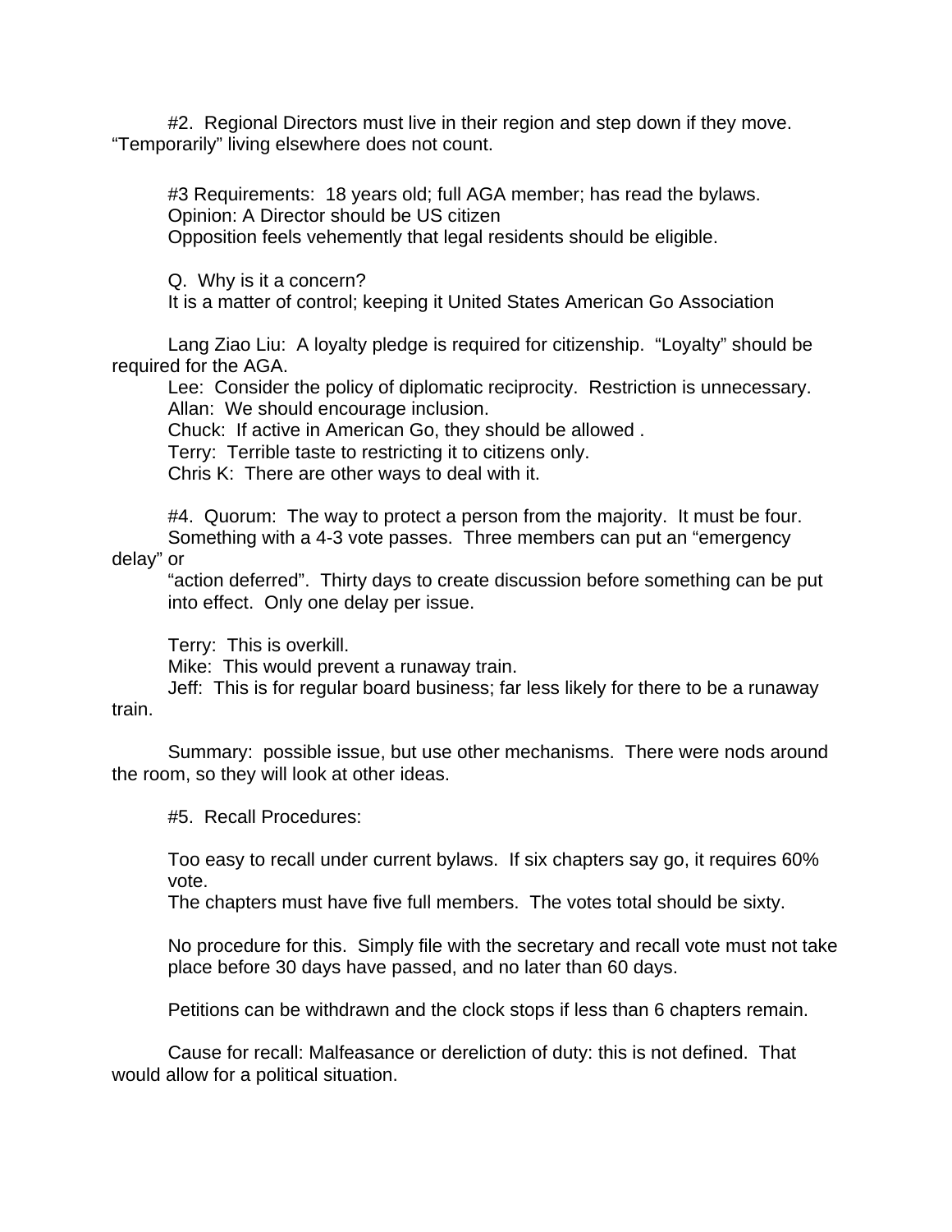#2. Regional Directors must live in their region and step down if they move. “Temporarily” living elsewhere does not count.

#3 Requirements: 18 years old; full AGA member; has read the bylaws.
Opinion: A Director should be US citizen
Opposition feels vehemently that legal residents should be eligible.

Q. Why is it a concern?
It is a matter of control; keeping it United States American Go Association

Lang Ziao Liu: A loyalty pledge is required for citizenship. “Loyalty” should be required for the AGA.
Lee: Consider the policy of diplomatic reciprocity. Restriction is unnecessary.
Allan: We should encourage inclusion.
Chuck: If active in American Go, they should be allowed .
Terry: Terrible taste to restricting it to citizens only.
Chris K: There are other ways to deal with it.

#4. Quorum: The way to protect a person from the majority. It must be four.
Something with a 4-3 vote passes. Three members can put an “emergency delay” or
“action deferred”. Thirty days to create discussion before something can be put into effect. Only one delay per issue.

Terry: This is overkill.
Mike: This would prevent a runaway train.
Jeff: This is for regular board business; far less likely for there to be a runaway train.

Summary: possible issue, but use other mechanisms. There were nods around the room, so they will look at other ideas.

#5. Recall Procedures:

Too easy to recall under current bylaws. If six chapters say go, it requires 60% vote.
The chapters must have five full members. The votes total should be sixty.

No procedure for this. Simply file with the secretary and recall vote must not take place before 30 days have passed, and no later than 60 days.

Petitions can be withdrawn and the clock stops if less than 6 chapters remain.

Cause for recall: Malfeasance or dereliction of duty: this is not defined. That would allow for a political situation.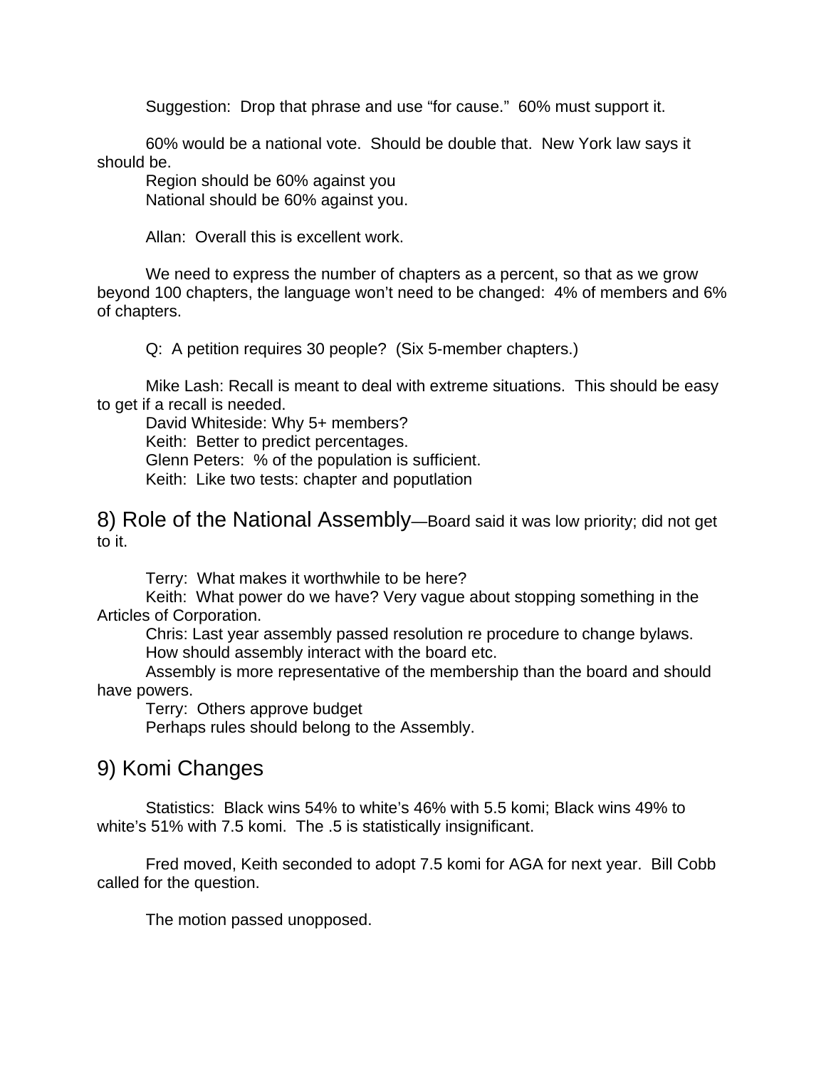Suggestion: Drop that phrase and use “for cause.” 60% must support it.

60% would be a national vote. Should be double that. New York law says it should be.

Region should be 60% against you

National should be 60% against you.

Allan: Overall this is excellent work.

We need to express the number of chapters as a percent, so that as we grow beyond 100 chapters, the language won’t need to be changed: 4% of members and 6% of chapters.

Q: A petition requires 30 people? (Six 5-member chapters.)

Mike Lash: Recall is meant to deal with extreme situations. This should be easy to get if a recall is needed.

David Whiteside: Why 5+ members?

Keith: Better to predict percentages.

Glenn Peters: % of the population is sufficient.

Keith: Like two tests: chapter and poputlation

## 8) Role of the National Assembly—Board said it was low priority; did not get to it.

Terry: What makes it worthwhile to be here?

Keith: What power do we have? Very vague about stopping something in the Articles of Corporation.

Chris: Last year assembly passed resolution re procedure to change bylaws.

How should assembly interact with the board etc.

Assembly is more representative of the membership than the board and should have powers.

Terry: Others approve budget

Perhaps rules should belong to the Assembly.

## 9) Komi Changes

Statistics: Black wins 54% to white’s 46% with 5.5 komi; Black wins 49% to white’s 51% with 7.5 komi. The .5 is statistically insignificant.

Fred moved, Keith seconded to adopt 7.5 komi for AGA for next year. Bill Cobb called for the question.

The motion passed unopposed.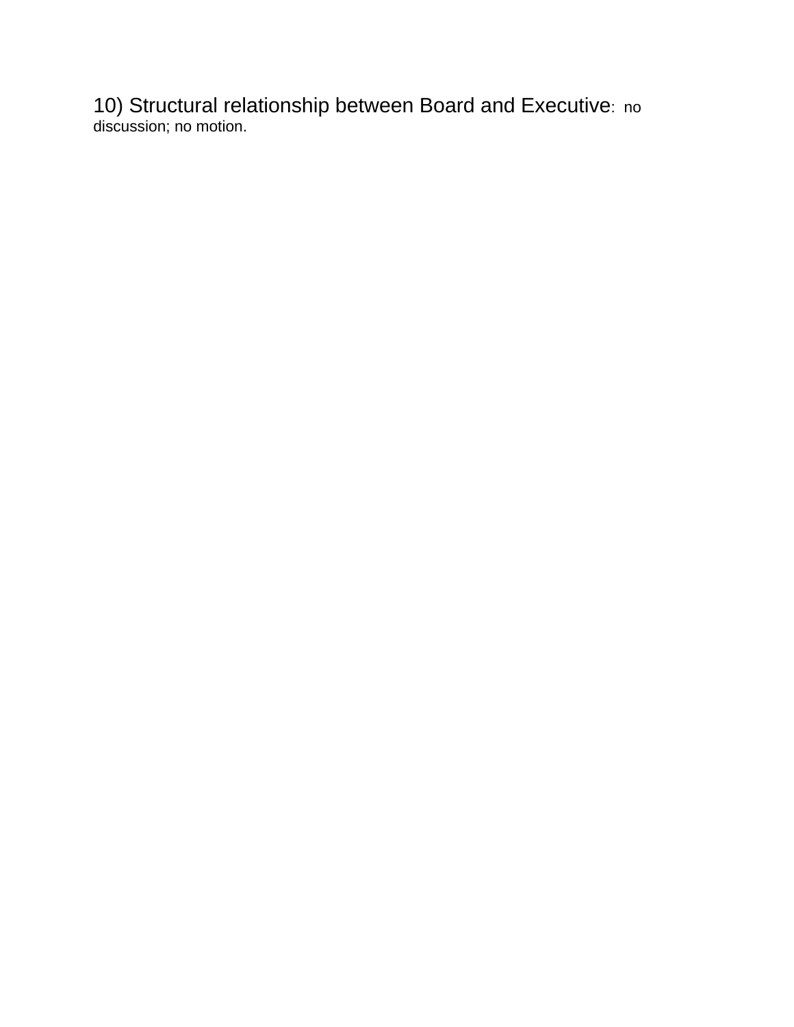10) Structural relationship between Board and Executive: no discussion; no motion.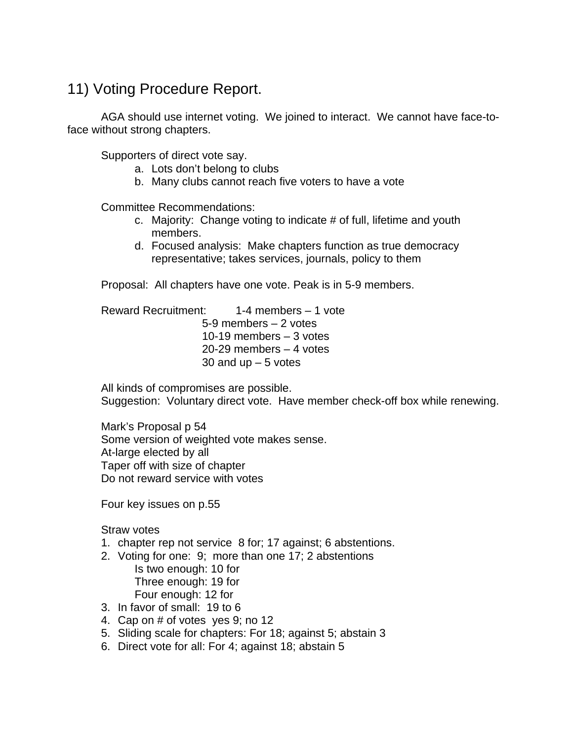## 11) Voting Procedure Report.

AGA should use internet voting. We joined to interact. We cannot have face-to-face without strong chapters.

Supporters of direct vote say.

a. Lots don't belong to clubs
b. Many clubs cannot reach five voters to have a vote

Committee Recommendations:

c. Majority: Change voting to indicate # of full, lifetime and youth members.
d. Focused analysis: Make chapters function as true democracy representative; takes services, journals, policy to them

Proposal: All chapters have one vote. Peak is in 5-9 members.

Reward Recruitment: 1-4 members – 1 vote
5-9 members – 2 votes
10-19 members – 3 votes
20-29 members – 4 votes
30 and up – 5 votes

All kinds of compromises are possible.
Suggestion: Voluntary direct vote. Have member check-off box while renewing.

Mark's Proposal p 54
Some version of weighted vote makes sense.
At-large elected by all
Taper off with size of chapter
Do not reward service with votes

Four key issues on p.55

Straw votes

1. chapter rep not service 8 for; 17 against; 6 abstentions.
2. Voting for one: 9; more than one 17; 2 abstentions
   Is two enough: 10 for
   Three enough: 19 for
   Four enough: 12 for
3. In favor of small: 19 to 6
4. Cap on # of votes yes 9; no 12
5. Sliding scale for chapters: For 18; against 5; abstain 3
6. Direct vote for all: For 4; against 18; abstain 5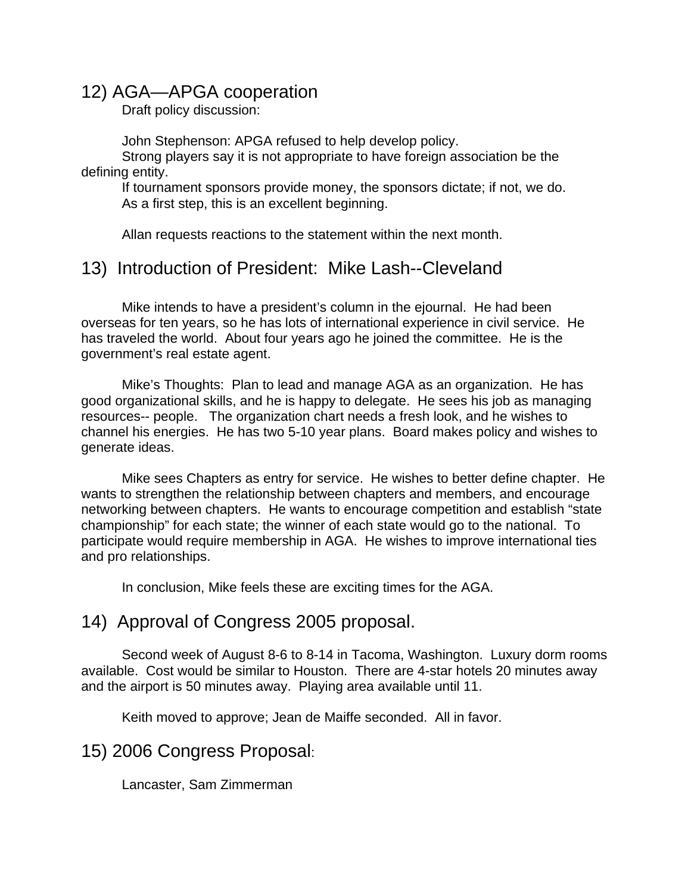## 12) AGA—APGA cooperation

Draft policy discussion:

John Stephenson: APGA refused to help develop policy.
Strong players say it is not appropriate to have foreign association be the defining entity.
If tournament sponsors provide money, the sponsors dictate; if not, we do.
As a first step, this is an excellent beginning.

Allan requests reactions to the statement within the next month.

## 13) Introduction of President: Mike Lash--Cleveland

Mike intends to have a president's column in the ejournal. He had been overseas for ten years, so he has lots of international experience in civil service. He has traveled the world. About four years ago he joined the committee. He is the government's real estate agent.

Mike's Thoughts: Plan to lead and manage AGA as an organization. He has good organizational skills, and he is happy to delegate. He sees his job as managing resources-- people. The organization chart needs a fresh look, and he wishes to channel his energies. He has two 5-10 year plans. Board makes policy and wishes to generate ideas.

Mike sees Chapters as entry for service. He wishes to better define chapter. He wants to strengthen the relationship between chapters and members, and encourage networking between chapters. He wants to encourage competition and establish "state championship" for each state; the winner of each state would go to the national. To participate would require membership in AGA. He wishes to improve international ties and pro relationships.

In conclusion, Mike feels these are exciting times for the AGA.

## 14) Approval of Congress 2005 proposal.

Second week of August 8-6 to 8-14 in Tacoma, Washington. Luxury dorm rooms available. Cost would be similar to Houston. There are 4-star hotels 20 minutes away and the airport is 50 minutes away. Playing area available until 11.

Keith moved to approve; Jean de Maiffe seconded. All in favor.

## 15) 2006 Congress Proposal:

Lancaster, Sam Zimmerman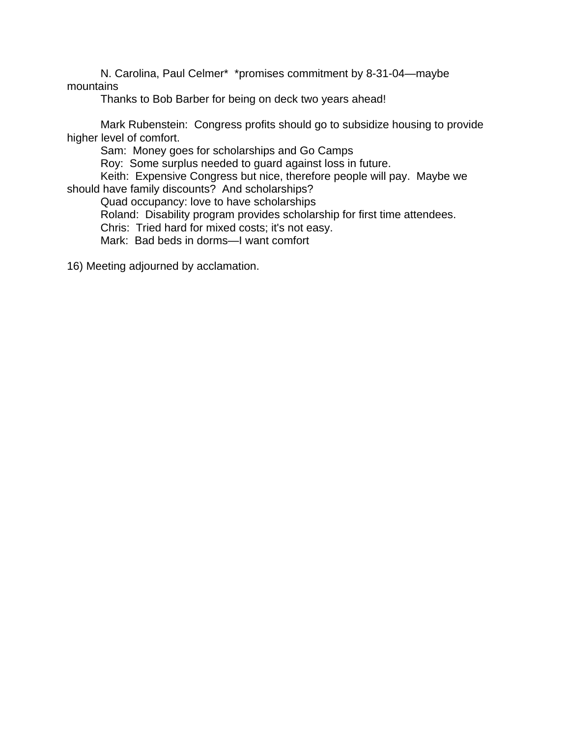N. Carolina, Paul Celmer* *promises commitment by 8-31-04—maybe mountains

Thanks to Bob Barber for being on deck two years ahead!

Mark Rubenstein: Congress profits should go to subsidize housing to provide higher level of comfort.

Sam: Money goes for scholarships and Go Camps

Roy: Some surplus needed to guard against loss in future.

Keith: Expensive Congress but nice, therefore people will pay. Maybe we should have family discounts? And scholarships?

Quad occupancy: love to have scholarships

Roland: Disability program provides scholarship for first time attendees.

Chris: Tried hard for mixed costs; it's not easy.

Mark: Bad beds in dorms—I want comfort

16) Meeting adjourned by acclamation.